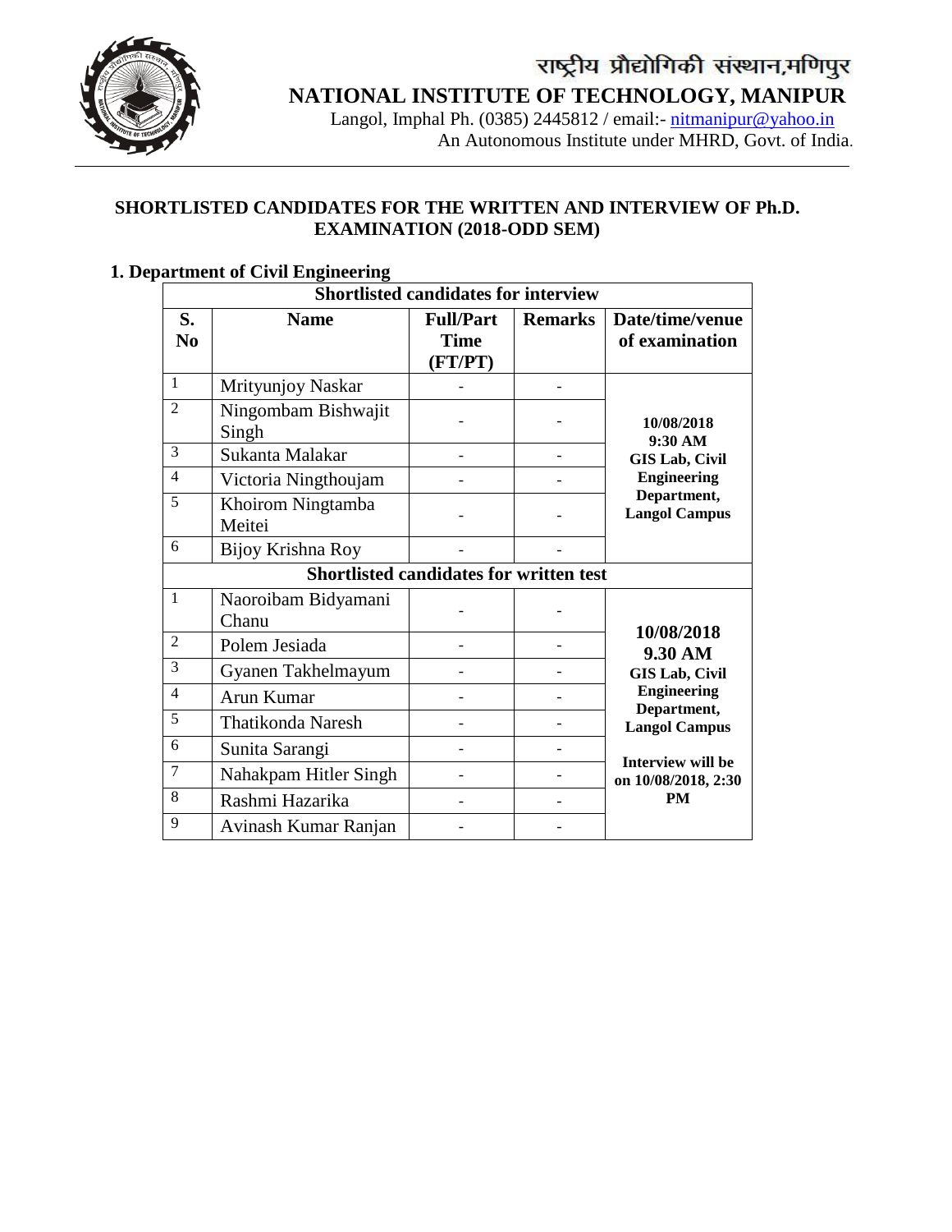# राष्ट्रीय प्रौद्योगिकी संस्थान,मणिपुर

# NATIONAL INSTITUTE OF TECHNOLOGY, MANIPUR

Langol, Imphal Ph. (0385) 2445812 / email:- nitmanipur@yahoo.in
An Autonomous Institute under MHRD, Govt. of India.

## SHORTLISTED CANDIDATES FOR THE WRITTEN AND INTERVIEW OF Ph.D. EXAMINATION (2018-ODD SEM)

### 1. Department of Civil Engineering

**Shortlisted candidates for interview**

| S. No | Name | Full/Part Time (FT/PT) | Remarks | Date/time/venue of examination |
|---|---|---|---|---|
| 1 | Mrityunjoy Naskar | - | - | **10/08/2018 9:30 AM GIS Lab, Civil Engineering Department, Langol Campus** |
| 2 | Ningombam Bishwajit Singh | - | - | |
| 3 | Sukanta Malakar | - | - | |
| 4 | Victoria Ningthoujam | - | - | |
| 5 | Khoirom Ningtamba Meitei | - | - | |
| 6 | Bijoy Krishna Roy | - | - | |

**Shortlisted candidates for written test**

| S. No | Name | Full/Part Time (FT/PT) | Remarks | Date/time/venue of examination |
|---|---|---|---|---|
| 1 | Naoroibam Bidyamani Chanu | - | - | **10/08/2018 9.30 AM GIS Lab, Civil Engineering Department, Langol Campus** **Interview will be on 10/08/2018, 2:30 PM** |
| 2 | Polem Jesiada | - | - | |
| 3 | Gyanen Takhelmayum | - | - | |
| 4 | Arun Kumar | - | - | |
| 5 | Thatikonda Naresh | - | - | |
| 6 | Sunita Sarangi | - | - | |
| 7 | Nahakpam Hitler Singh | - | - | |
| 8 | Rashmi Hazarika | - | - | |
| 9 | Avinash Kumar Ranjan | - | - | |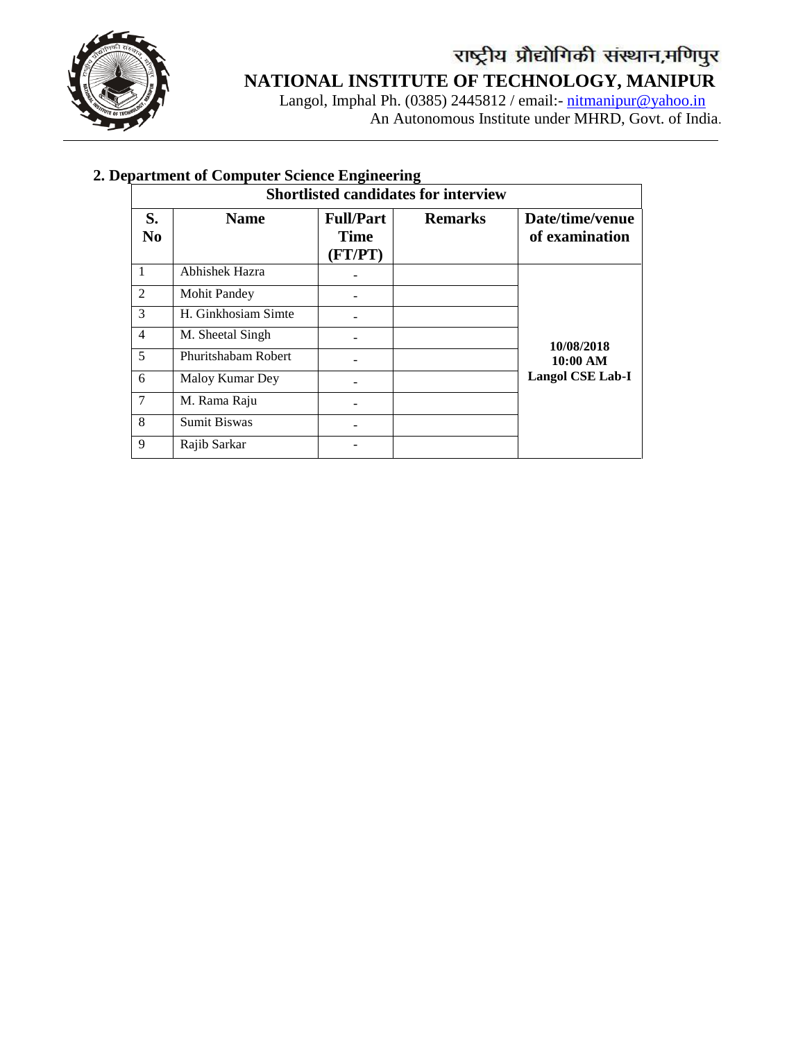# राष्ट्रीय प्रौद्योगिकी संस्थान,मणिपुर

# NATIONAL INSTITUTE OF TECHNOLOGY, MANIPUR

Langol, Imphal Ph. (0385) 2445812 / email:- nitmanipur@yahoo.in
An Autonomous Institute under MHRD, Govt. of India.

## 2. Department of Computer Science Engineering

**Shortlisted candidates for interview**

| S. No | Name | Full/Part Time (FT/PT) | Remarks | Date/time/venue of examination |
|---|---|---|---|---|
| 1 | Abhishek Hazra | - | | 10/08/2018 10:00 AM Langol CSE Lab-I |
| 2 | Mohit Pandey | - | | |
| 3 | H. Ginkhosiam Simte | - | | |
| 4 | M. Sheetal Singh | - | | |
| 5 | Phuritshabam Robert | - | | |
| 6 | Maloy Kumar Dey | - | | |
| 7 | M. Rama Raju | - | | |
| 8 | Sumit Biswas | - | | |
| 9 | Rajib Sarkar | - | | |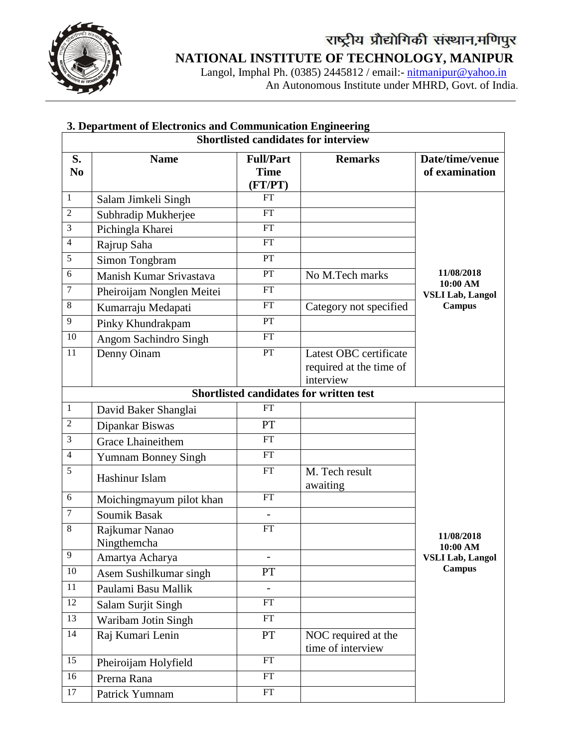राष्ट्रीय प्रौद्योगिकी संस्थान,मणिपुर

**NATIONAL INSTITUTE OF TECHNOLOGY, MANIPUR**

Langol, Imphal Ph. (0385) 2445812 / email:- nitmanipur@yahoo.in

An Autonomous Institute under MHRD, Govt. of India.

### 3. Department of Electronics and Communication Engineering

**Shortlisted candidates for interview**

| S. No | Name | Full/Part Time (FT/PT) | Remarks | Date/time/venue of examination |
|---|---|---|---|---|
| 1 | Salam Jimkeli Singh | FT | | 11/08/2018 10:00 AM VSLI Lab, Langol Campus |
| 2 | Subhradip Mukherjee | FT | | |
| 3 | Pichingla Kharei | FT | | |
| 4 | Rajrup Saha | FT | | |
| 5 | Simon Tongbram | PT | | |
| 6 | Manish Kumar Srivastava | PT | No M.Tech marks | |
| 7 | Pheiroijam Nonglen Meitei | FT | | |
| 8 | Kumarraju Medapati | FT | Category not specified | |
| 9 | Pinky Khundrakpam | PT | | |
| 10 | Angom Sachindro Singh | FT | | |
| 11 | Denny Oinam | PT | Latest OBC certificate required at the time of interview | |

**Shortlisted candidates for written test**

| S. No | Name | Full/Part Time (FT/PT) | Remarks | Date/time/venue of examination |
|---|---|---|---|---|
| 1 | David Baker Shanglai | FT | | 11/08/2018 10:00 AM VSLI Lab, Langol Campus |
| 2 | Dipankar Biswas | PT | | |
| 3 | Grace Lhaineithem | FT | | |
| 4 | Yumnam Bonney Singh | FT | | |
| 5 | Hashinur Islam | FT | M. Tech result awaiting | |
| 6 | Moichingmayum pilot khan | FT | | |
| 7 | Soumik Basak | - | | |
| 8 | Rajkumar Nanao Ningthemcha | FT | | |
| 9 | Amartya Acharya | - | | |
| 10 | Asem Sushilkumar singh | PT | | |
| 11 | Paulami Basu Mallik | - | | |
| 12 | Salam Surjit Singh | FT | | |
| 13 | Waribam Jotin Singh | FT | | |
| 14 | Raj Kumari Lenin | PT | NOC required at the time of interview | |
| 15 | Pheiroijam Holyfield | FT | | |
| 16 | Prerna Rana | FT | | |
| 17 | Patrick Yumnam | FT | | |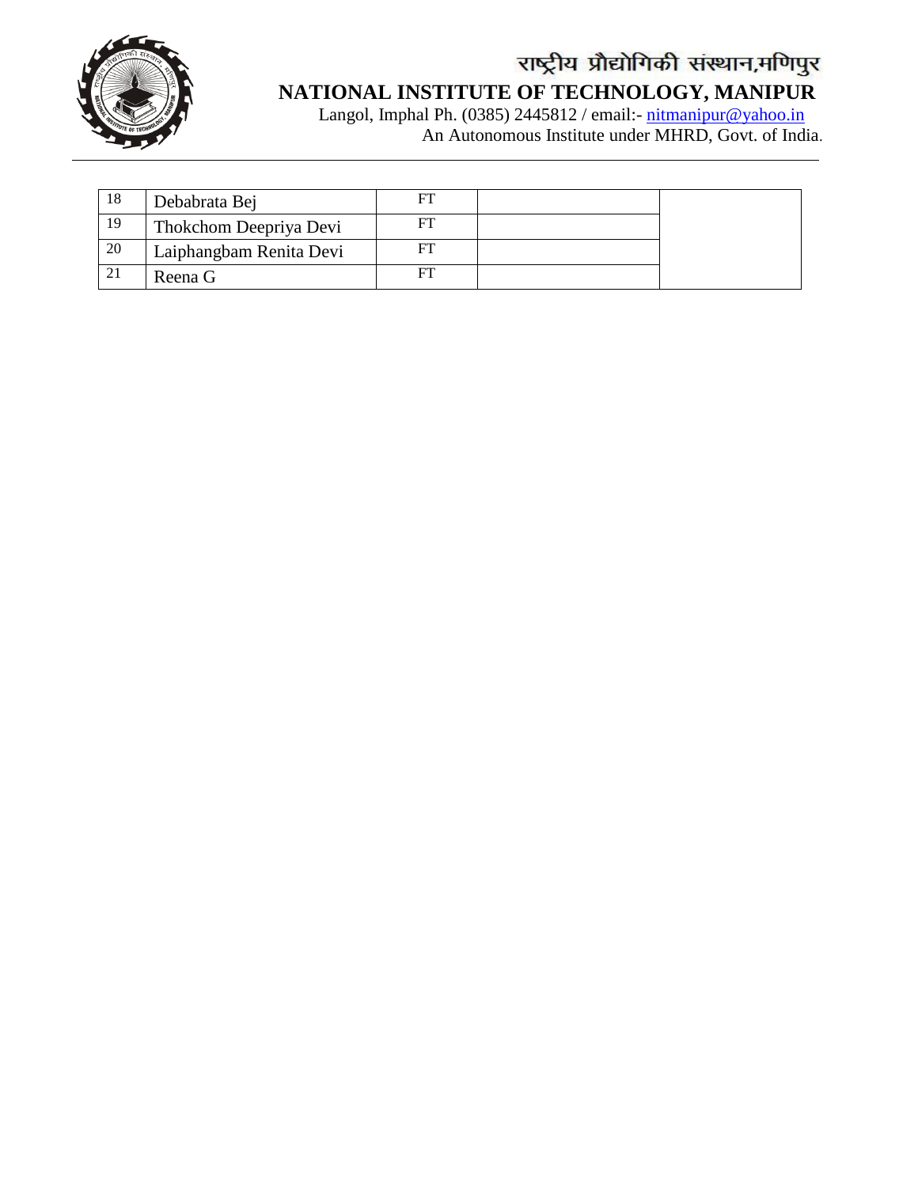राष्ट्रीय प्रौद्योगिकी संस्थान,मणिपुर

**NATIONAL INSTITUTE OF TECHNOLOGY, MANIPUR**

Langol, Imphal Ph. (0385) 2445812 / email:- nitmanipur@yahoo.in

An Autonomous Institute under MHRD, Govt. of India.

| | | | | |
|---|---|---|---|---|
| 18 | Debabrata Bej | FT | | |
| 19 | Thokchom Deepriya Devi | FT | | |
| 20 | Laiphangbam Renita Devi | FT | | |
| 21 | Reena G | FT | | |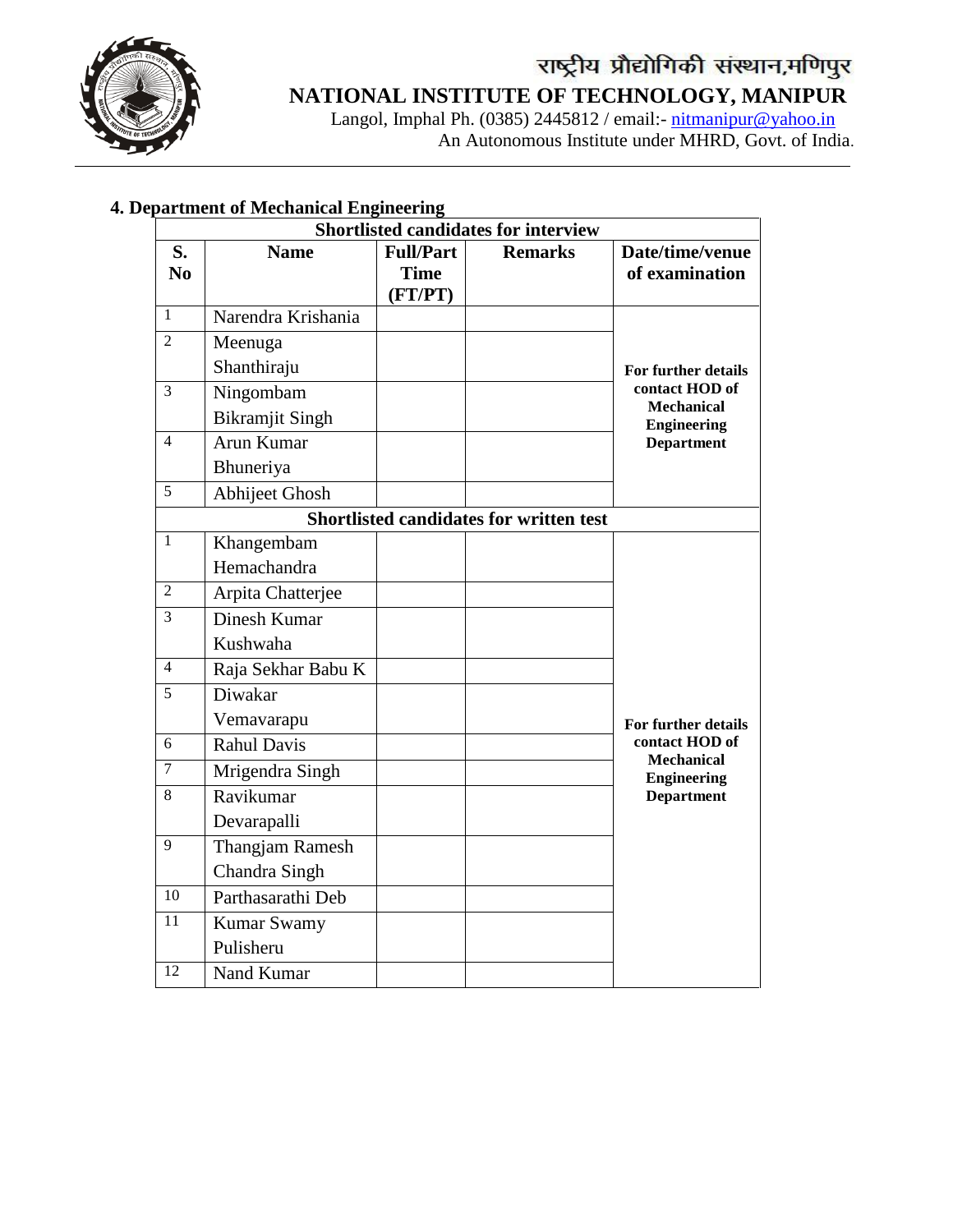राष्ट्रीय प्रौद्योगिकी संस्थान,मणिपुर

**NATIONAL INSTITUTE OF TECHNOLOGY, MANIPUR**

Langol, Imphal Ph. (0385) 2445812 / email:- nitmanipur@yahoo.in

An Autonomous Institute under MHRD, Govt. of India.

## 4. Department of Mechanical Engineering

| Shortlisted candidates for interview | | | | |
|---|---|---|---|---|
| **S. No** | **Name** | **Full/Part Time (FT/PT)** | **Remarks** | **Date/time/venue of examination** |
| 1 | Narendra Krishania | | | For further details contact HOD of Mechanical Engineering Department |
| 2 | Meenuga Shanthiraju | | | |
| 3 | Ningombam Bikramjit Singh | | | |
| 4 | Arun Kumar Bhuneriya | | | |
| 5 | Abhijeet Ghosh | | | |
| **Shortlisted candidates for written test** | | | | |
| 1 | Khangembam Hemachandra | | | For further details contact HOD of Mechanical Engineering Department |
| 2 | Arpita Chatterjee | | | |
| 3 | Dinesh Kumar Kushwaha | | | |
| 4 | Raja Sekhar Babu K | | | |
| 5 | Diwakar Vemavarapu | | | |
| 6 | Rahul Davis | | | |
| 7 | Mrigendra Singh | | | |
| 8 | Ravikumar Devarapalli | | | |
| 9 | Thangjam Ramesh Chandra Singh | | | |
| 10 | Parthasarathi Deb | | | |
| 11 | Kumar Swamy Pulisheru | | | |
| 12 | Nand Kumar | | | |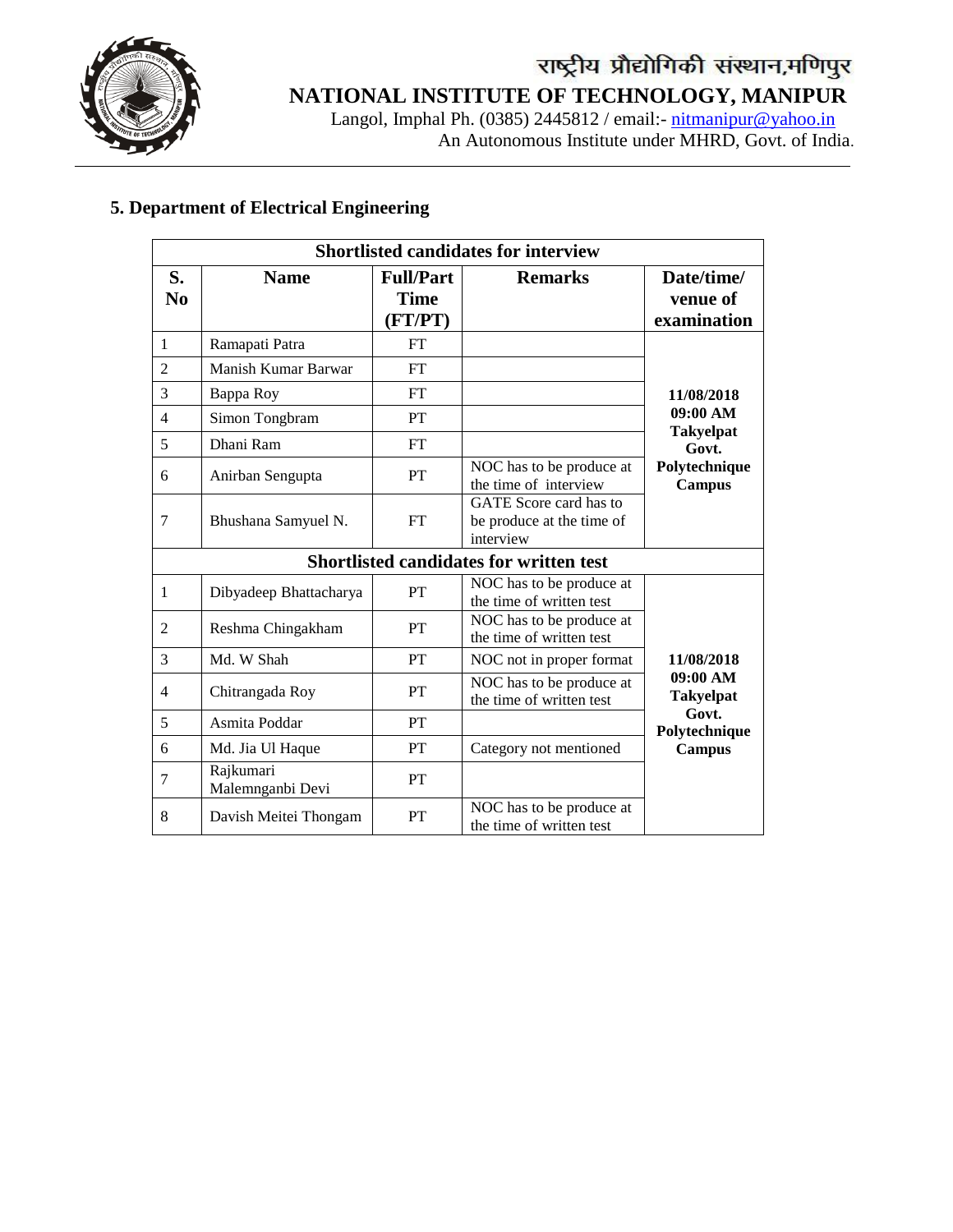राष्ट्रीय प्रौद्योगिकी संस्थान,मणिपुर

# NATIONAL INSTITUTE OF TECHNOLOGY, MANIPUR

Langol, Imphal Ph. (0385) 2445812 / email:- nitmanipur@yahoo.in
An Autonomous Institute under MHRD, Govt. of India.

## 5. Department of Electrical Engineering

| Shortlisted candidates for interview | | | | |
|---|---|---|---|---|
| **S. No** | **Name** | **Full/Part Time (FT/PT)** | **Remarks** | **Date/time/ venue of examination** |
| 1 | Ramapati Patra | FT | | **11/08/2018 09:00 AM Takyelpat Govt. Polytechnique Campus** |
| 2 | Manish Kumar Barwar | FT | | |
| 3 | Bappa Roy | FT | | |
| 4 | Simon Tongbram | PT | | |
| 5 | Dhani Ram | FT | | |
| 6 | Anirban Sengupta | PT | NOC has to be produce at the time of interview | |
| 7 | Bhushana Samyuel N. | FT | GATE Score card has to be produce at the time of interview | |
| **Shortlisted candidates for written test** | | | | |
| 1 | Dibyadeep Bhattacharya | PT | NOC has to be produce at the time of written test | **11/08/2018 09:00 AM Takyelpat Govt. Polytechnique Campus** |
| 2 | Reshma Chingakham | PT | NOC has to be produce at the time of written test | |
| 3 | Md. W Shah | PT | NOC not in proper format | |
| 4 | Chitrangada Roy | PT | NOC has to be produce at the time of written test | |
| 5 | Asmita Poddar | PT | | |
| 6 | Md. Jia Ul Haque | PT | Category not mentioned | |
| 7 | Rajkumari Malemnganbi Devi | PT | | |
| 8 | Davish Meitei Thongam | PT | NOC has to be produce at the time of written test | |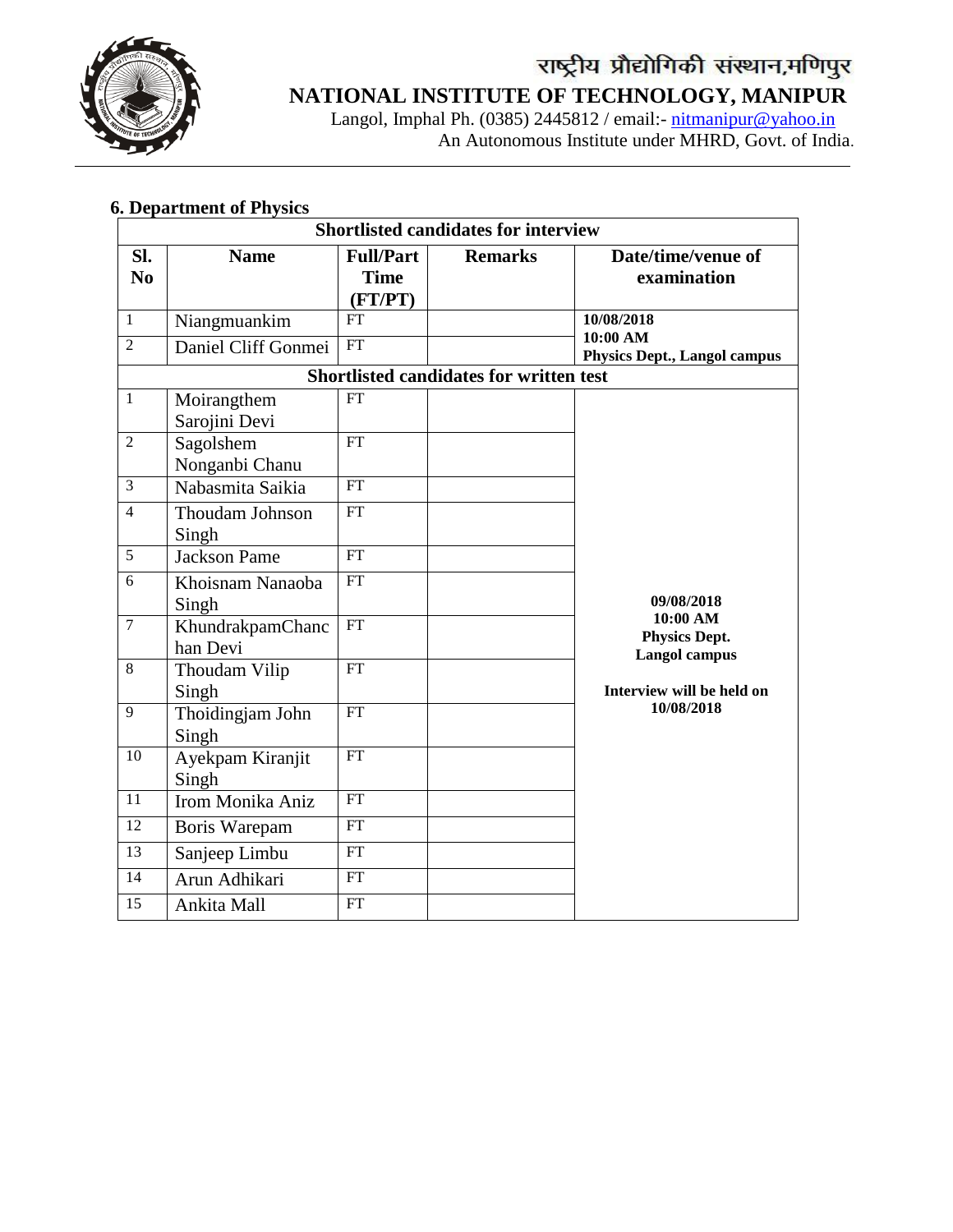राष्ट्रीय प्रौद्योगिकी संस्थान,मणिपुर

**NATIONAL INSTITUTE OF TECHNOLOGY, MANIPUR**

Langol, Imphal Ph. (0385) 2445812 / email:- nitmanipur@yahoo.in

An Autonomous Institute under MHRD, Govt. of India.

### 6. Department of Physics

| Sl. No | Name | Full/Part Time (FT/PT) | Remarks | Date/time/venue of examination |
|---|---|---|---|---|
| **Shortlisted candidates for interview** | | | | |
| 1 | Niangmuankim | FT | | **10/08/2018 10:00 AM Physics Dept., Langol campus** |
| 2 | Daniel Cliff Gonmei | FT | | |
| **Shortlisted candidates for written test** | | | | |
| 1 | Moirangthem Sarojini Devi | FT | | **09/08/2018 10:00 AM Physics Dept. Langol campus Interview will be held on 10/08/2018** |
| 2 | Sagolshem Nonganbi Chanu | FT | | |
| 3 | Nabasmita Saikia | FT | | |
| 4 | Thoudam Johnson Singh | FT | | |
| 5 | Jackson Pame | FT | | |
| 6 | Khoisnam Nanaoba Singh | FT | | |
| 7 | KhundrakpamChanchan Devi | FT | | |
| 8 | Thoudam Vilip Singh | FT | | |
| 9 | Thoidingjam John Singh | FT | | |
| 10 | Ayekpam Kiranjit Singh | FT | | |
| 11 | Irom Monika Aniz | FT | | |
| 12 | Boris Warepam | FT | | |
| 13 | Sanjeep Limbu | FT | | |
| 14 | Arun Adhikari | FT | | |
| 15 | Ankita Mall | FT | | |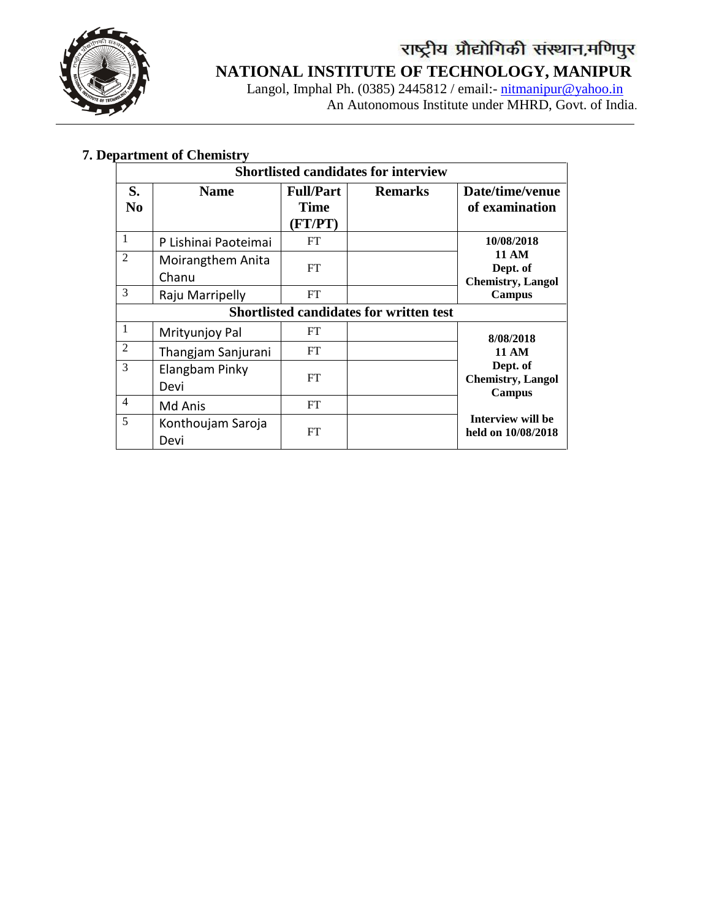राष्ट्रीय प्रौद्योगिकी संस्थान,मणिपुर

# NATIONAL INSTITUTE OF TECHNOLOGY, MANIPUR

Langol, Imphal Ph. (0385) 2445812 / email:- nitmanipur@yahoo.in
An Autonomous Institute under MHRD, Govt. of India.

## 7. Department of Chemistry

| Shortlisted candidates for interview | | | | |
|---|---|---|---|---|
| **S. No** | **Name** | **Full/Part Time (FT/PT)** | **Remarks** | **Date/time/venue of examination** |
| 1 | P Lishinai Paoteimai | FT | | **10/08/2018 11 AM Dept. of Chemistry, Langol Campus** |
| 2 | Moirangthem Anita Chanu | FT | | |
| 3 | Raju Marripelly | FT | | |
| **Shortlisted candidates for written test** | | | | |
| 1 | Mrityunjoy Pal | FT | | **8/08/2018 11 AM Dept. of Chemistry, Langol Campus** **Interview will be held on 10/08/2018** |
| 2 | Thangjam Sanjurani | FT | | |
| 3 | Elangbam Pinky Devi | FT | | |
| 4 | Md Anis | FT | | |
| 5 | Konthoujam Saroja Devi | FT | | |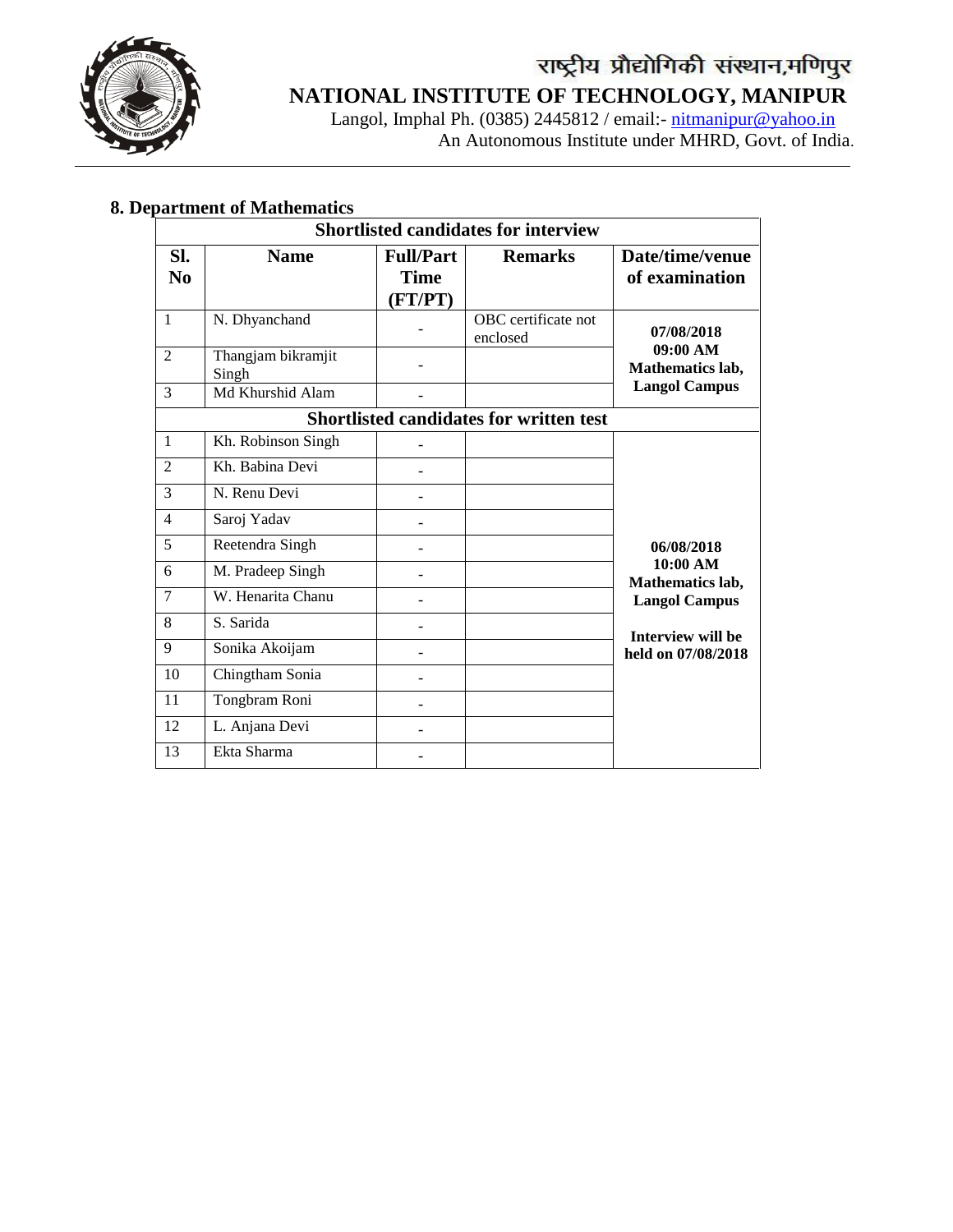राष्ट्रीय प्रौद्योगिकी संस्थान,मणिपुर

**NATIONAL INSTITUTE OF TECHNOLOGY, MANIPUR**

Langol, Imphal Ph. (0385) 2445812 / email:- nitmanipur@yahoo.in

An Autonomous Institute under MHRD, Govt. of India.

## 8. Department of Mathematics

**Shortlisted candidates for interview**

| Sl. No | Name | Full/Part Time (FT/PT) | Remarks | Date/time/venue of examination |
|---|---|---|---|---|
| 1 | N. Dhyanchand | - | OBC certificate not enclosed | **07/08/2018 09:00 AM Mathematics lab, Langol Campus** |
| 2 | Thangjam bikramjit Singh | - | | |
| 3 | Md Khurshid Alam | - | | |

**Shortlisted candidates for written test**

| Sl. No | Name | Full/Part Time (FT/PT) | Remarks | Date/time/venue of examination |
|---|---|---|---|---|
| 1 | Kh. Robinson Singh | - | | **06/08/2018 10:00 AM Mathematics lab, Langol Campus** **Interview will be held on 07/08/2018** |
| 2 | Kh. Babina Devi | - | | |
| 3 | N. Renu Devi | - | | |
| 4 | Saroj Yadav | - | | |
| 5 | Reetendra Singh | - | | |
| 6 | M. Pradeep Singh | - | | |
| 7 | W. Henarita Chanu | - | | |
| 8 | S. Sarida | - | | |
| 9 | Sonika Akoijam | - | | |
| 10 | Chingtham Sonia | - | | |
| 11 | Tongbram Roni | - | | |
| 12 | L. Anjana Devi | - | | |
| 13 | Ekta Sharma | - | | |